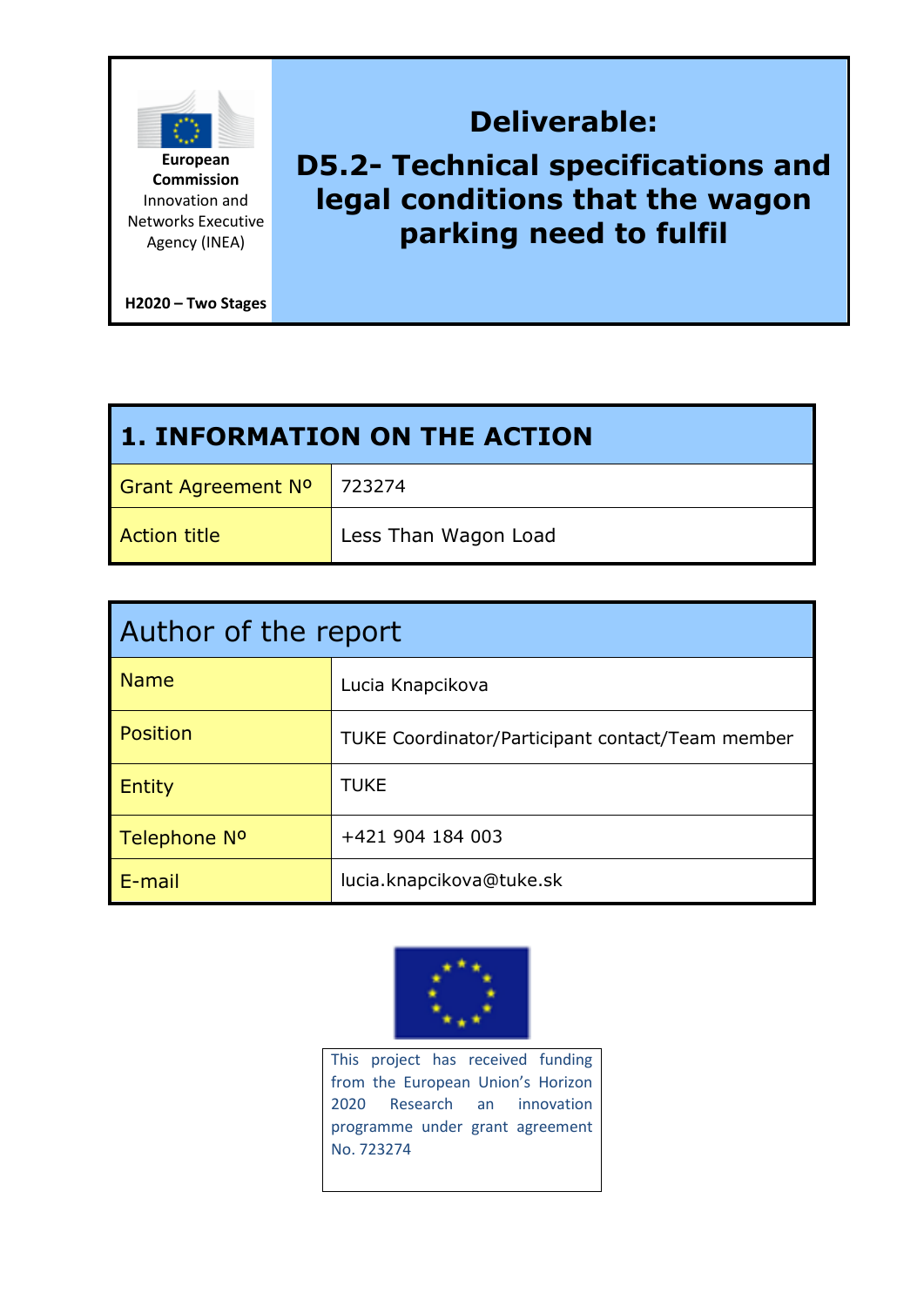European Commission
Innovation and Networks Executive Agency (INEA)

H2020 – Two Stages

# Deliverable:

# D5.2- Technical specifications and legal conditions that the wagon parking need to fulfil

| 1. INFORMATION ON THE ACTION | |
|---|---|
| Grant Agreement Nº | 723274 |
| Action title | Less Than Wagon Load |

| Author of the report | |
|---|---|
| Name | Lucia Knapcikova |
| Position | TUKE Coordinator/Participant contact/Team member |
| Entity | TUKE |
| Telephone Nº | +421 904 184 003 |
| E-mail | lucia.knapcikova@tuke.sk |

This project has received funding from the European Union's Horizon 2020 Research an innovation programme under grant agreement No. 723274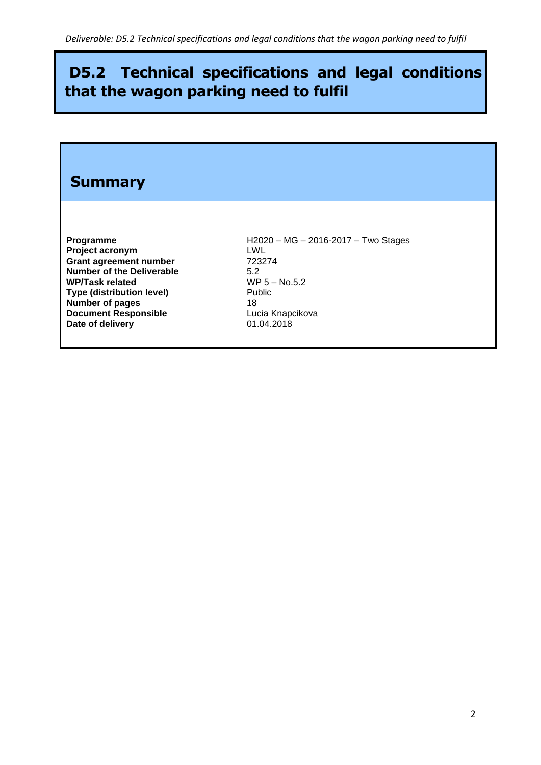# D5.2 Technical specifications and legal conditions that the wagon parking need to fulfil

## Summary

| | |
|---|---|
| **Programme** | H2020 – MG – 2016-2017 – Two Stages |
| **Project acronym** | LWL |
| **Grant agreement number** | 723274 |
| **Number of the Deliverable** | 5.2 |
| **WP/Task related** | WP 5 – No.5.2 |
| **Type (distribution level)** | Public |
| **Number of pages** | 18 |
| **Document Responsible** | Lucia Knapcikova |
| **Date of delivery** | 01.04.2018 |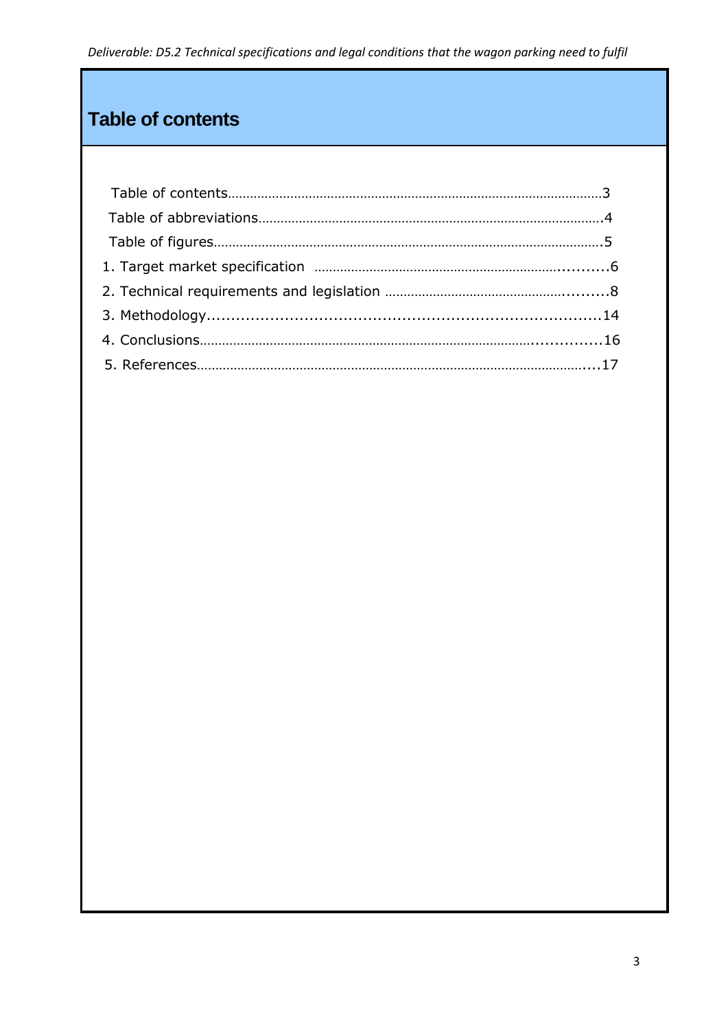# Table of contents

Table of contents……………………………………………………………………………………3

Table of abbreviations………………………………………………………………………………4

Table of figures………………………………………………………………………………………5

1. Target market specification ……………………………………………………………...........6

2. Technical requirements and legislation ……………………………………………..........8

3. Methodology.........................................................................................14

4. Conclusions……………………………………………………………………………................16

5. References………………………………………………………………………………………....17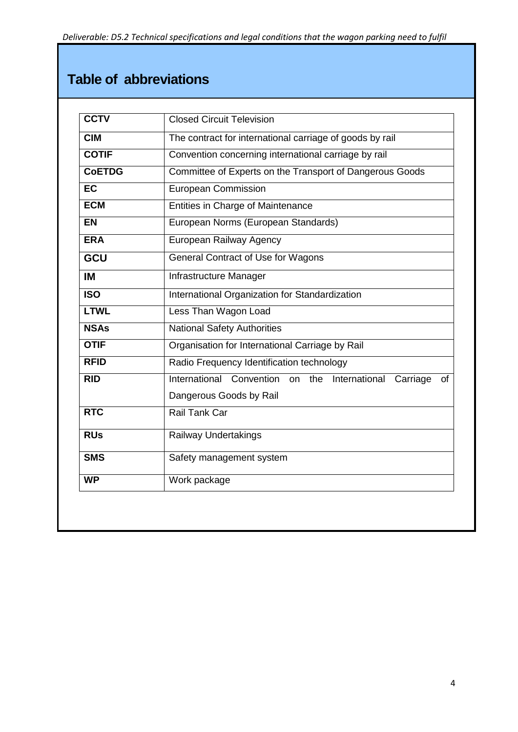## Table of abbreviations

| | |
|---|---|
| **CCTV** | Closed Circuit Television |
| **CIM** | The contract for international carriage of goods by rail |
| **COTIF** | Convention concerning international carriage by rail |
| **CoETDG** | Committee of Experts on the Transport of Dangerous Goods |
| **EC** | European Commission |
| **ECM** | Entities in Charge of Maintenance |
| **EN** | European Norms (European Standards) |
| **ERA** | European Railway Agency |
| **GCU** | General Contract of Use for Wagons |
| **IM** | Infrastructure Manager |
| **ISO** | International Organization for Standardization |
| **LTWL** | Less Than Wagon Load |
| **NSAs** | National Safety Authorities |
| **OTIF** | Organisation for International Carriage by Rail |
| **RFID** | Radio Frequency Identification technology |
| **RID** | International Convention on the International Carriage of Dangerous Goods by Rail |
| **RTC** | Rail Tank Car |
| **RUs** | Railway Undertakings |
| **SMS** | Safety management system |
| **WP** | Work package |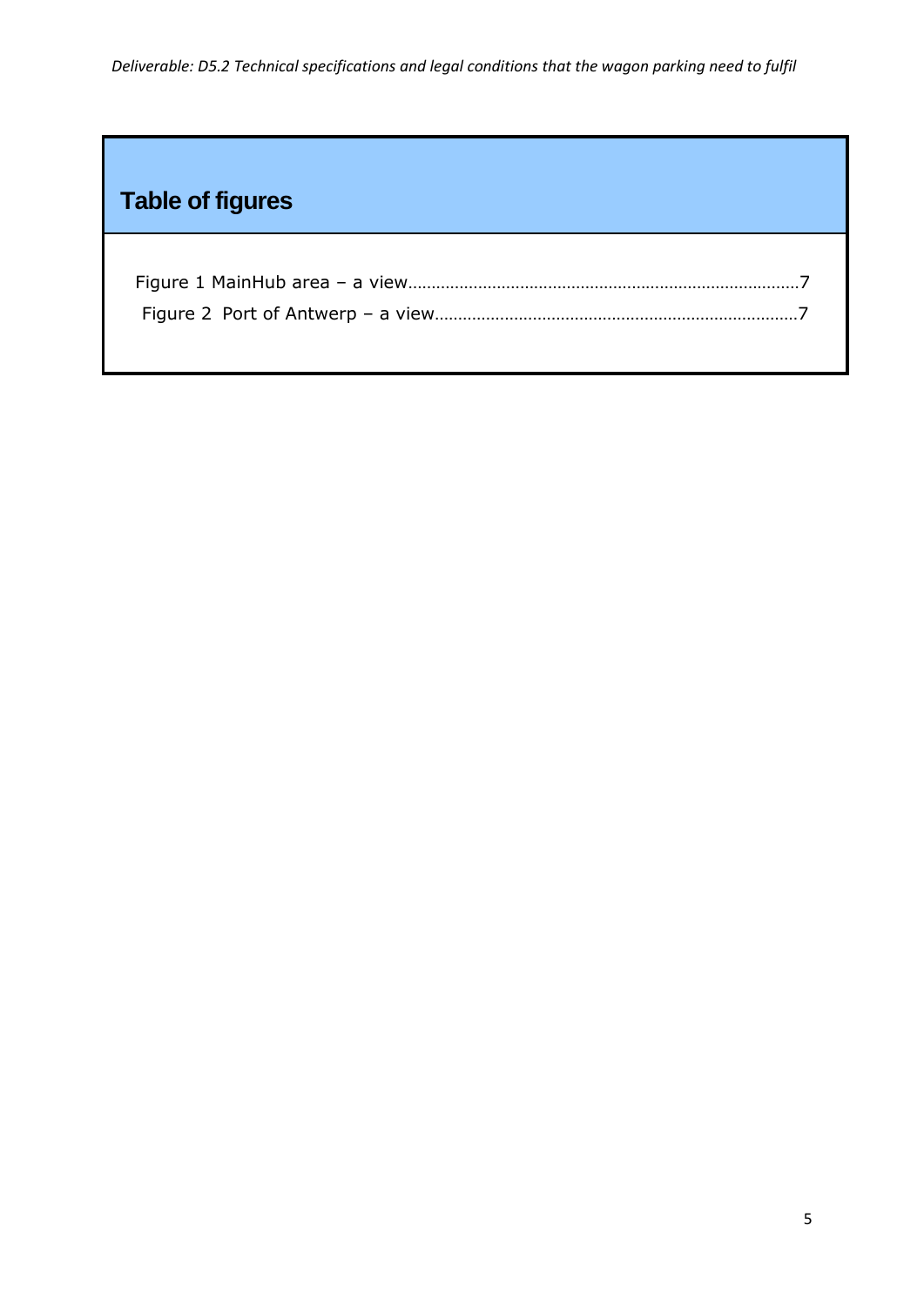## Table of figures

Figure 1 MainHub area – a view……………………………………………………………………………7
Figure 2 Port of Antwerp – a view……………………………………………………………………7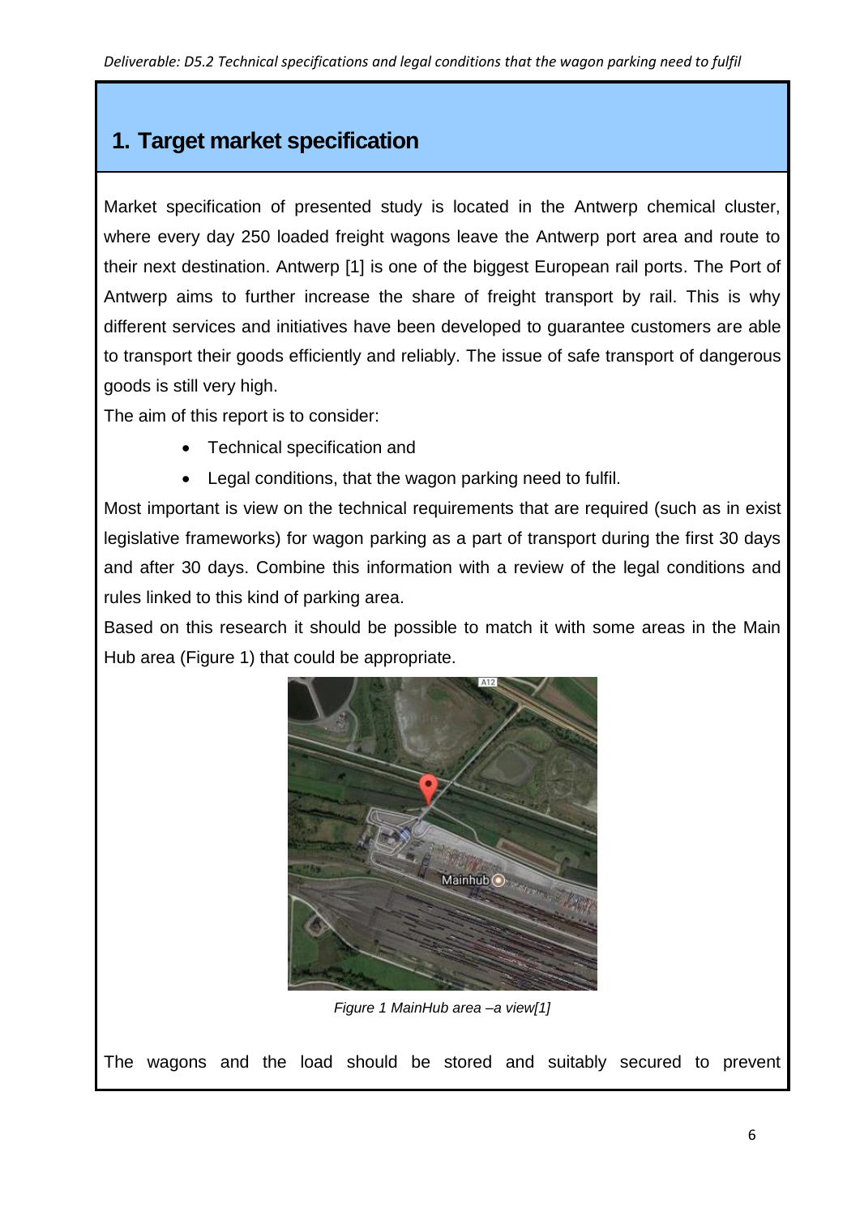# 1. Target market specification

Market specification of presented study is located in the Antwerp chemical cluster, where every day 250 loaded freight wagons leave the Antwerp port area and route to their next destination. Antwerp [1] is one of the biggest European rail ports. The Port of Antwerp aims to further increase the share of freight transport by rail. This is why different services and initiatives have been developed to guarantee customers are able to transport their goods efficiently and reliably. The issue of safe transport of dangerous goods is still very high.

The aim of this report is to consider:

- Technical specification and
- Legal conditions, that the wagon parking need to fulfil.

Most important is view on the technical requirements that are required (such as in exist legislative frameworks) for wagon parking as a part of transport during the first 30 days and after 30 days. Combine this information with a review of the legal conditions and rules linked to this kind of parking area.

Based on this research it should be possible to match it with some areas in the Main Hub area (Figure 1) that could be appropriate.

*Figure 1 MainHub area –a view[1]*

The wagons and the load should be stored and suitably secured to prevent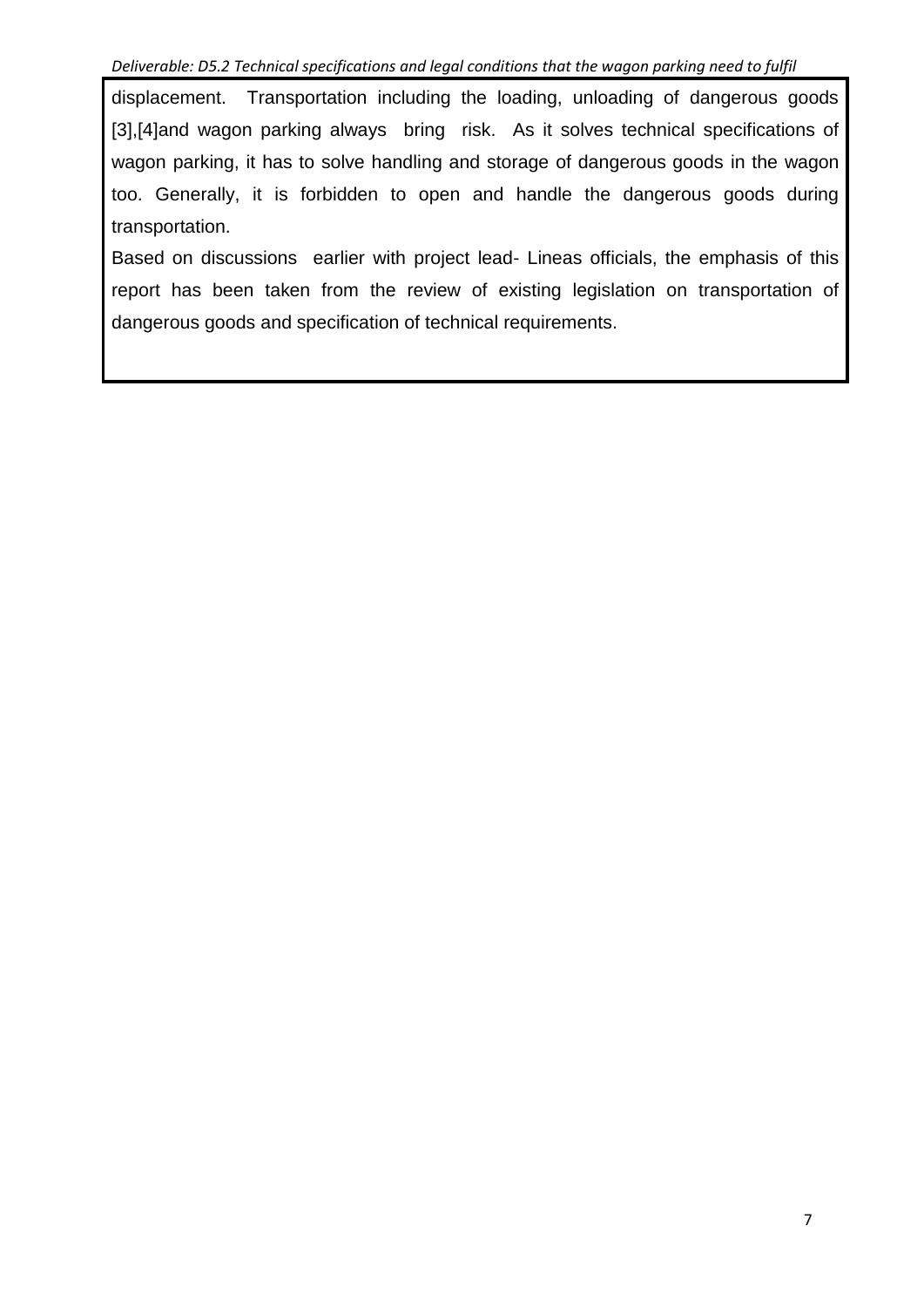displacement. Transportation including the loading, unloading of dangerous goods [3],[4]and wagon parking always bring risk. As it solves technical specifications of wagon parking, it has to solve handling and storage of dangerous goods in the wagon too. Generally, it is forbidden to open and handle the dangerous goods during transportation.

Based on discussions earlier with project lead- Lineas officials, the emphasis of this report has been taken from the review of existing legislation on transportation of dangerous goods and specification of technical requirements.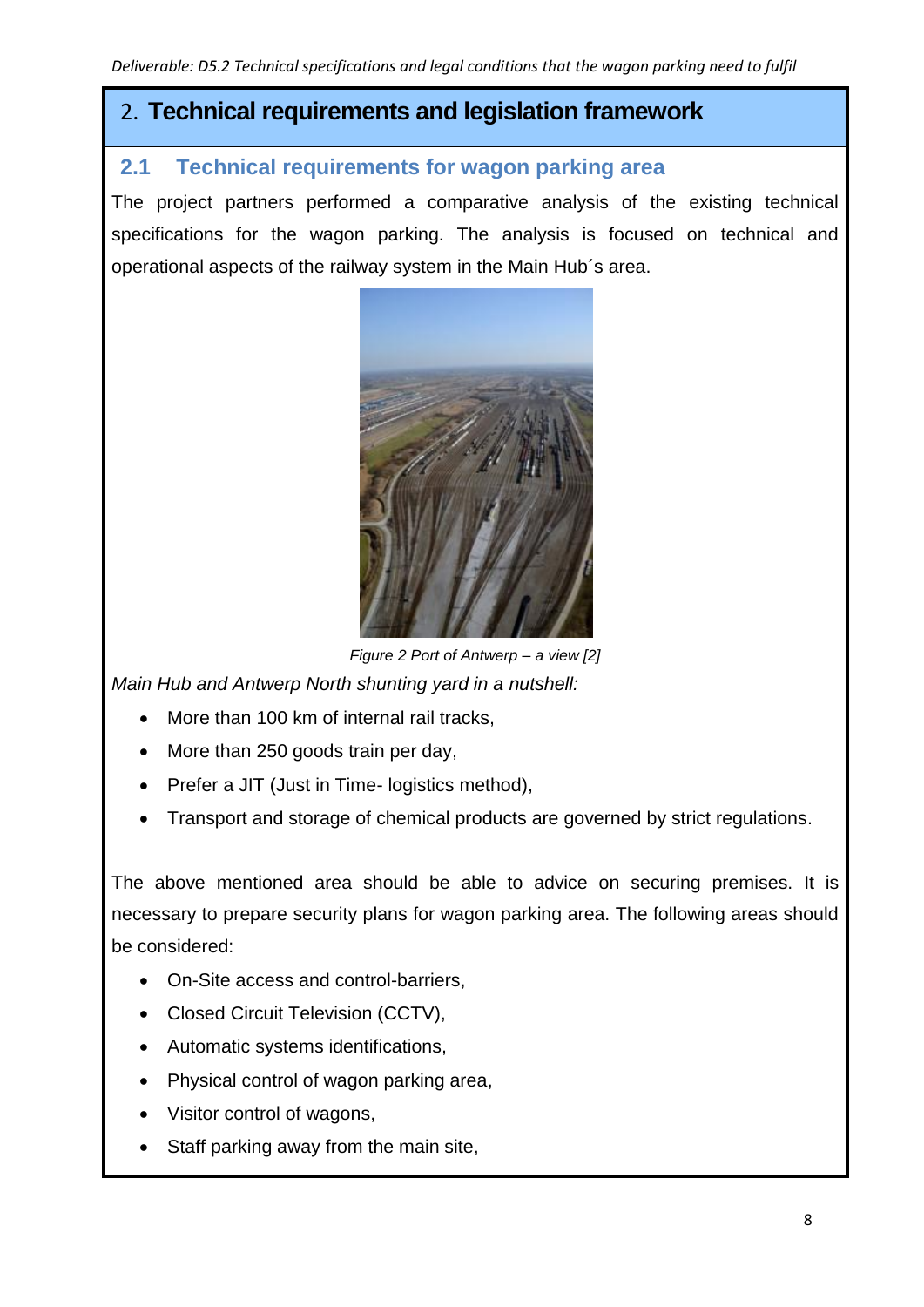## 2. Technical requirements and legislation framework

### 2.1 Technical requirements for wagon parking area

The project partners performed a comparative analysis of the existing technical specifications for the wagon parking. The analysis is focused on technical and operational aspects of the railway system in the Main Hub´s area.

*Figure 2 Port of Antwerp – a view [2]*

*Main Hub and Antwerp North shunting yard in a nutshell:*

- More than 100 km of internal rail tracks,
- More than 250 goods train per day,
- Prefer a JIT (Just in Time- logistics method),
- Transport and storage of chemical products are governed by strict regulations.

The above mentioned area should be able to advice on securing premises. It is necessary to prepare security plans for wagon parking area. The following areas should be considered:

- On-Site access and control-barriers,
- Closed Circuit Television (CCTV),
- Automatic systems identifications,
- Physical control of wagon parking area,
- Visitor control of wagons,
- Staff parking away from the main site,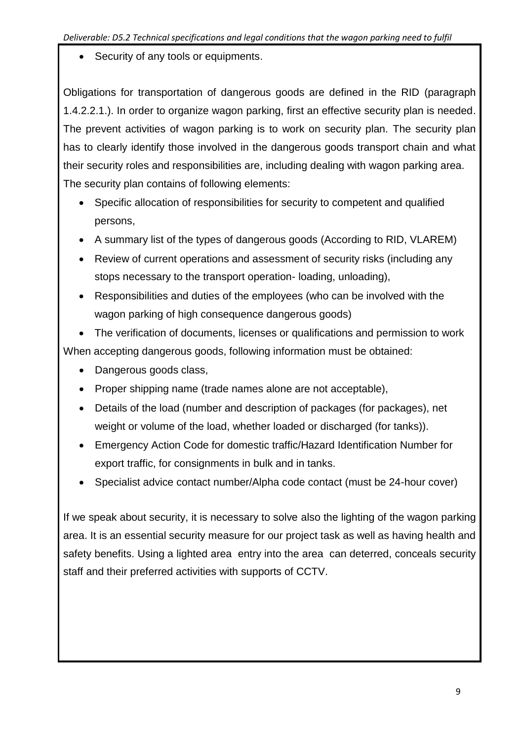- Security of any tools or equipments.

Obligations for transportation of dangerous goods are defined in the RID (paragraph 1.4.2.2.1.). In order to organize wagon parking, first an effective security plan is needed. The prevent activities of wagon parking is to work on security plan. The security plan has to clearly identify those involved in the dangerous goods transport chain and what their security roles and responsibilities are, including dealing with wagon parking area. The security plan contains of following elements:

- Specific allocation of responsibilities for security to competent and qualified persons,
- A summary list of the types of dangerous goods (According to RID, VLAREM)
- Review of current operations and assessment of security risks (including any stops necessary to the transport operation- loading, unloading),
- Responsibilities and duties of the employees (who can be involved with the wagon parking of high consequence dangerous goods)
- The verification of documents, licenses or qualifications and permission to work

When accepting dangerous goods, following information must be obtained:

- Dangerous goods class,
- Proper shipping name (trade names alone are not acceptable),
- Details of the load (number and description of packages (for packages), net weight or volume of the load, whether loaded or discharged (for tanks)).
- Emergency Action Code for domestic traffic/Hazard Identification Number for export traffic, for consignments in bulk and in tanks.
- Specialist advice contact number/Alpha code contact (must be 24-hour cover)

If we speak about security, it is necessary to solve also the lighting of the wagon parking area. It is an essential security measure for our project task as well as having health and safety benefits. Using a lighted area entry into the area can deterred, conceals security staff and their preferred activities with supports of CCTV.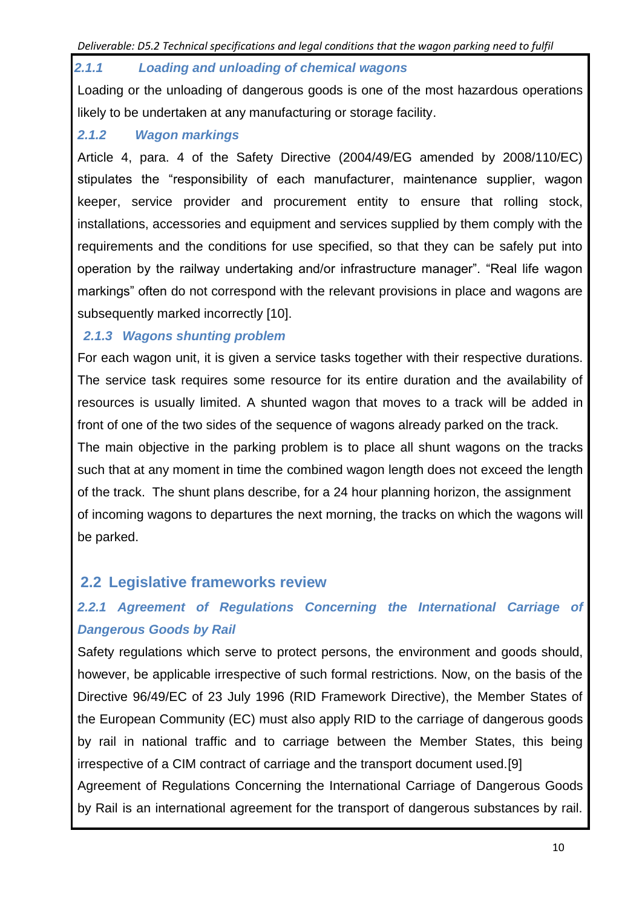### 2.1.1 Loading and unloading of chemical wagons

Loading or the unloading of dangerous goods is one of the most hazardous operations likely to be undertaken at any manufacturing or storage facility.

### 2.1.2 Wagon markings

Article 4, para. 4 of the Safety Directive (2004/49/EG amended by 2008/110/EC) stipulates the "responsibility of each manufacturer, maintenance supplier, wagon keeper, service provider and procurement entity to ensure that rolling stock, installations, accessories and equipment and services supplied by them comply with the requirements and the conditions for use specified, so that they can be safely put into operation by the railway undertaking and/or infrastructure manager". "Real life wagon markings" often do not correspond with the relevant provisions in place and wagons are subsequently marked incorrectly [10].

### 2.1.3 Wagons shunting problem

For each wagon unit, it is given a service tasks together with their respective durations. The service task requires some resource for its entire duration and the availability of resources is usually limited. A shunted wagon that moves to a track will be added in front of one of the two sides of the sequence of wagons already parked on the track.

The main objective in the parking problem is to place all shunt wagons on the tracks such that at any moment in time the combined wagon length does not exceed the length of the track. The shunt plans describe, for a 24 hour planning horizon, the assignment of incoming wagons to departures the next morning, the tracks on which the wagons will be parked.

## 2.2 Legislative frameworks review

### 2.2.1 Agreement of Regulations Concerning the International Carriage of Dangerous Goods by Rail

Safety regulations which serve to protect persons, the environment and goods should, however, be applicable irrespective of such formal restrictions. Now, on the basis of the Directive 96/49/EC of 23 July 1996 (RID Framework Directive), the Member States of the European Community (EC) must also apply RID to the carriage of dangerous goods by rail in national traffic and to carriage between the Member States, this being irrespective of a CIM contract of carriage and the transport document used.[9]

Agreement of Regulations Concerning the International Carriage of Dangerous Goods by Rail is an international agreement for the transport of dangerous substances by rail.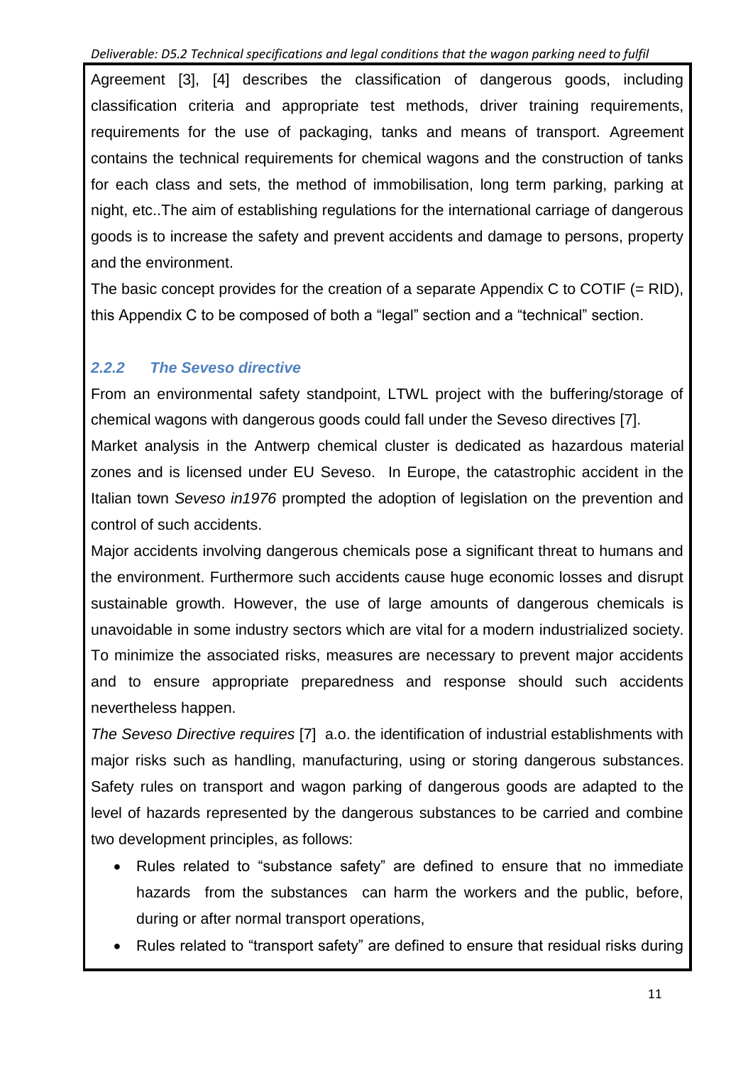Agreement [3], [4] describes the classification of dangerous goods, including classification criteria and appropriate test methods, driver training requirements, requirements for the use of packaging, tanks and means of transport. Agreement contains the technical requirements for chemical wagons and the construction of tanks for each class and sets, the method of immobilisation, long term parking, parking at night, etc..The aim of establishing regulations for the international carriage of dangerous goods is to increase the safety and prevent accidents and damage to persons, property and the environment.

The basic concept provides for the creation of a separate Appendix C to COTIF (= RID), this Appendix C to be composed of both a "legal" section and a "technical" section.

### *2.2.2 The Seveso directive*

From an environmental safety standpoint, LTWL project with the buffering/storage of chemical wagons with dangerous goods could fall under the Seveso directives [7].

Market analysis in the Antwerp chemical cluster is dedicated as hazardous material zones and is licensed under EU Seveso. In Europe, the catastrophic accident in the Italian town *Seveso in1976* prompted the adoption of legislation on the prevention and control of such accidents.

Major accidents involving dangerous chemicals pose a significant threat to humans and the environment. Furthermore such accidents cause huge economic losses and disrupt sustainable growth. However, the use of large amounts of dangerous chemicals is unavoidable in some industry sectors which are vital for a modern industrialized society. To minimize the associated risks, measures are necessary to prevent major accidents and to ensure appropriate preparedness and response should such accidents nevertheless happen.

*The Seveso Directive requires* [7] a.o. the identification of industrial establishments with major risks such as handling, manufacturing, using or storing dangerous substances. Safety rules on transport and wagon parking of dangerous goods are adapted to the level of hazards represented by the dangerous substances to be carried and combine two development principles, as follows:

- Rules related to "substance safety" are defined to ensure that no immediate hazards from the substances can harm the workers and the public, before, during or after normal transport operations,
- Rules related to "transport safety" are defined to ensure that residual risks during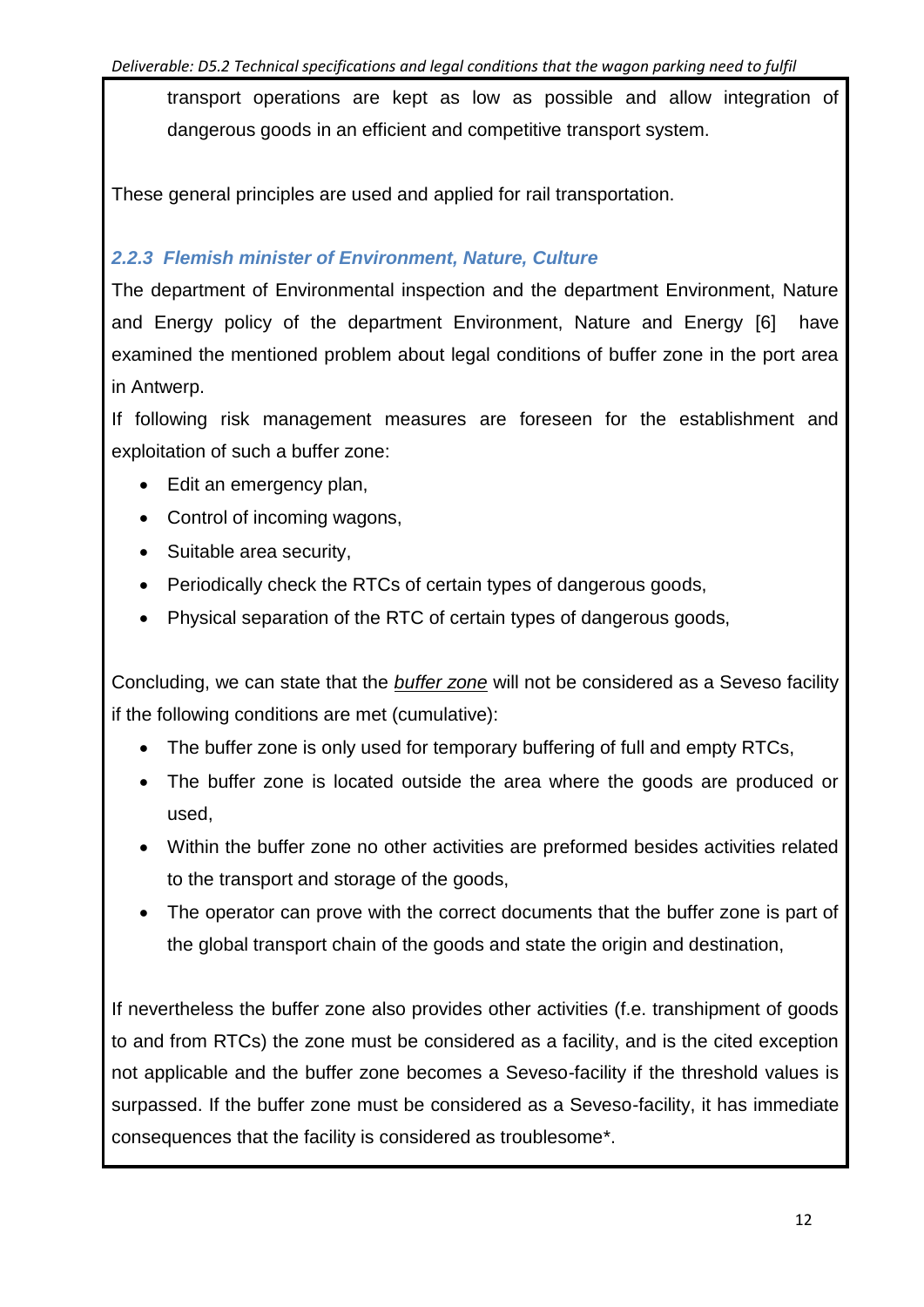transport operations are kept as low as possible and allow integration of dangerous goods in an efficient and competitive transport system.

These general principles are used and applied for rail transportation.

### *2.2.3 Flemish minister of Environment, Nature, Culture*

The department of Environmental inspection and the department Environment, Nature and Energy policy of the department Environment, Nature and Energy [6] have examined the mentioned problem about legal conditions of buffer zone in the port area in Antwerp.

If following risk management measures are foreseen for the establishment and exploitation of such a buffer zone:

- Edit an emergency plan,
- Control of incoming wagons,
- Suitable area security,
- Periodically check the RTCs of certain types of dangerous goods,
- Physical separation of the RTC of certain types of dangerous goods,

Concluding, we can state that the *buffer zone* will not be considered as a Seveso facility if the following conditions are met (cumulative):

- The buffer zone is only used for temporary buffering of full and empty RTCs,
- The buffer zone is located outside the area where the goods are produced or used,
- Within the buffer zone no other activities are preformed besides activities related to the transport and storage of the goods,
- The operator can prove with the correct documents that the buffer zone is part of the global transport chain of the goods and state the origin and destination,

If nevertheless the buffer zone also provides other activities (f.e. transhipment of goods to and from RTCs) the zone must be considered as a facility, and is the cited exception not applicable and the buffer zone becomes a Seveso-facility if the threshold values is surpassed. If the buffer zone must be considered as a Seveso-facility, it has immediate consequences that the facility is considered as troublesome*.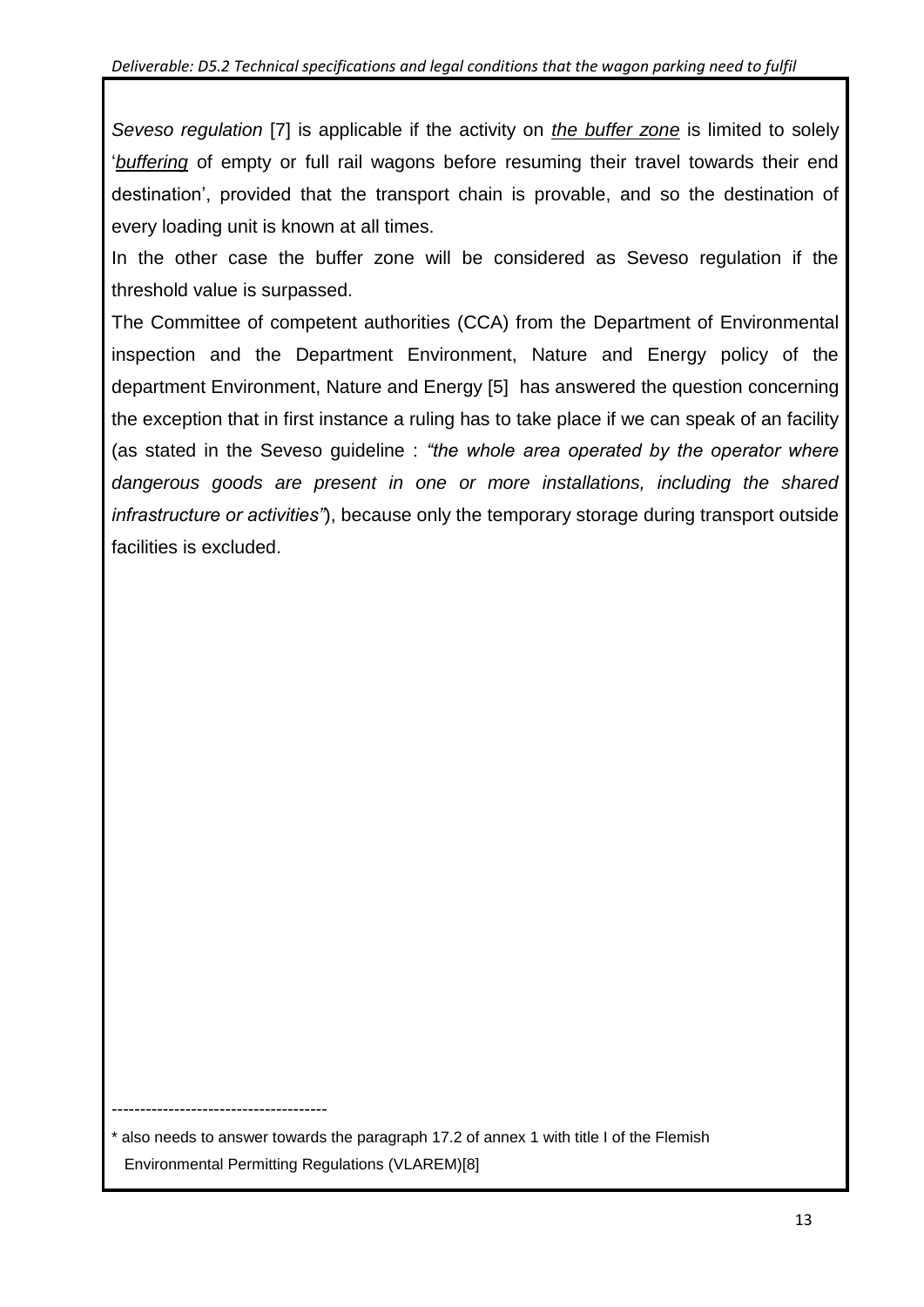*Seveso regulation* [7] is applicable if the activity on *the buffer zone* is limited to solely '*buffering* of empty or full rail wagons before resuming their travel towards their end destination', provided that the transport chain is provable, and so the destination of every loading unit is known at all times.

In the other case the buffer zone will be considered as Seveso regulation if the threshold value is surpassed.

The Committee of competent authorities (CCA) from the Department of Environmental inspection and the Department Environment, Nature and Energy policy of the department Environment, Nature and Energy [5] has answered the question concerning the exception that in first instance a ruling has to take place if we can speak of an facility (as stated in the Seveso guideline : *"the whole area operated by the operator where dangerous goods are present in one or more installations, including the shared infrastructure or activities"*), because only the temporary storage during transport outside facilities is excluded.

--------------------------------------

* also needs to answer towards the paragraph 17.2 of annex 1 with title I of the Flemish Environmental Permitting Regulations (VLAREM)[8]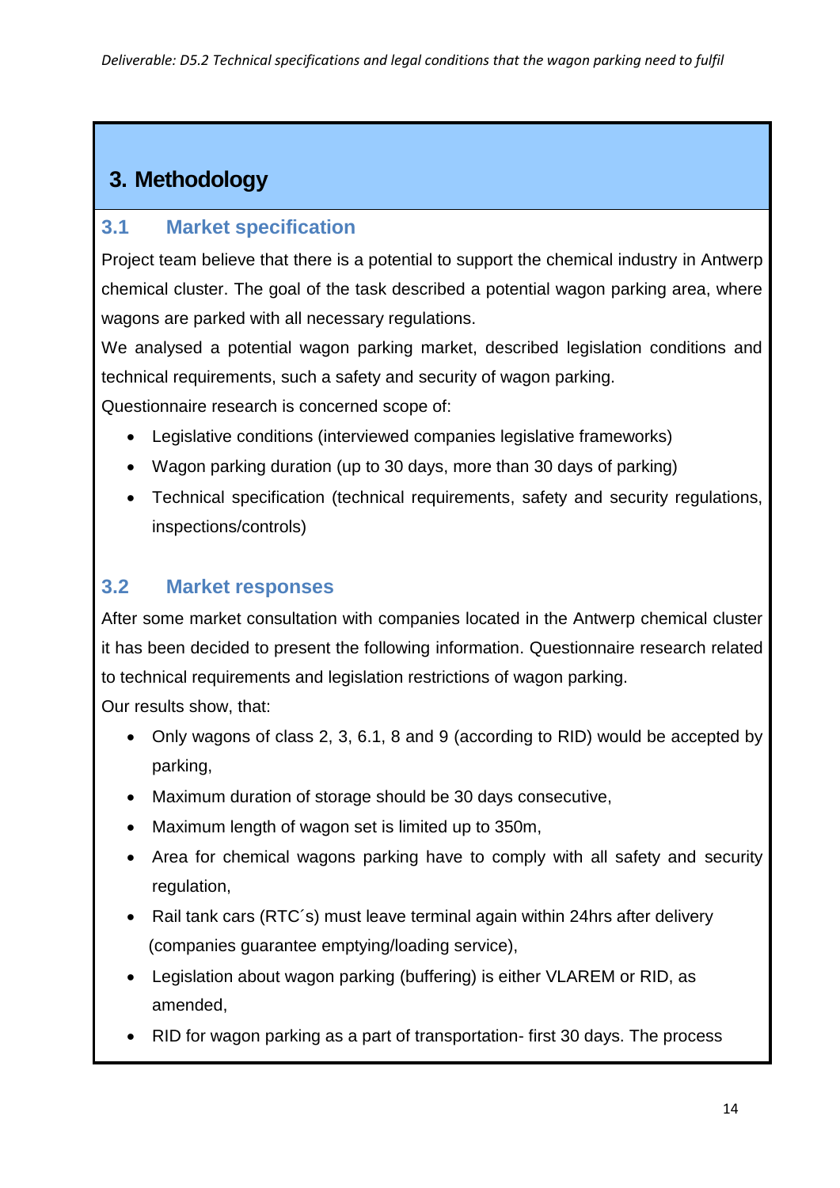# 3. Methodology

## 3.1 Market specification

Project team believe that there is a potential to support the chemical industry in Antwerp chemical cluster. The goal of the task described a potential wagon parking area, where wagons are parked with all necessary regulations.

We analysed a potential wagon parking market, described legislation conditions and technical requirements, such a safety and security of wagon parking.

Questionnaire research is concerned scope of:

- Legislative conditions (interviewed companies legislative frameworks)
- Wagon parking duration (up to 30 days, more than 30 days of parking)
- Technical specification (technical requirements, safety and security regulations, inspections/controls)

## 3.2 Market responses

After some market consultation with companies located in the Antwerp chemical cluster it has been decided to present the following information. Questionnaire research related to technical requirements and legislation restrictions of wagon parking.

Our results show, that:

- Only wagons of class 2, 3, 6.1, 8 and 9 (according to RID) would be accepted by parking,
- Maximum duration of storage should be 30 days consecutive,
- Maximum length of wagon set is limited up to 350m,
- Area for chemical wagons parking have to comply with all safety and security regulation,
- Rail tank cars (RTC´s) must leave terminal again within 24hrs after delivery (companies guarantee emptying/loading service),
- Legislation about wagon parking (buffering) is either VLAREM or RID, as amended,
- RID for wagon parking as a part of transportation- first 30 days. The process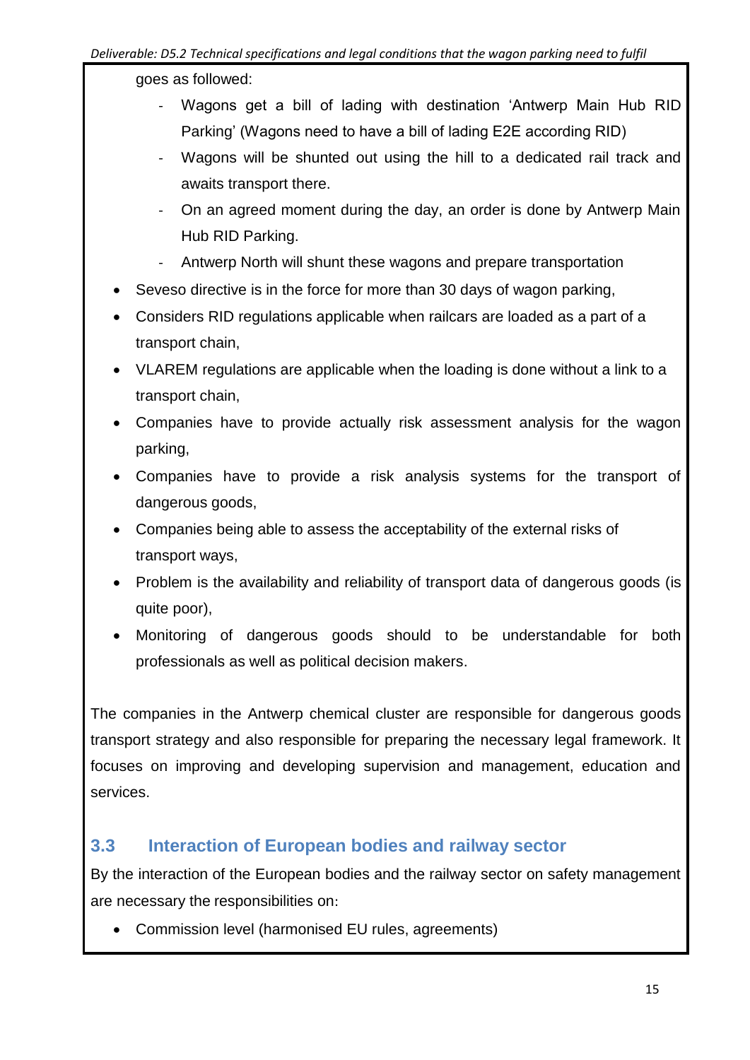goes as followed:

- Wagons get a bill of lading with destination 'Antwerp Main Hub RID Parking' (Wagons need to have a bill of lading E2E according RID)
- Wagons will be shunted out using the hill to a dedicated rail track and awaits transport there.
- On an agreed moment during the day, an order is done by Antwerp Main Hub RID Parking.
- Antwerp North will shunt these wagons and prepare transportation

- Seveso directive is in the force for more than 30 days of wagon parking,
- Considers RID regulations applicable when railcars are loaded as a part of a transport chain,
- VLAREM regulations are applicable when the loading is done without a link to a transport chain,
- Companies have to provide actually risk assessment analysis for the wagon parking,
- Companies have to provide a risk analysis systems for the transport of dangerous goods,
- Companies being able to assess the acceptability of the external risks of transport ways,
- Problem is the availability and reliability of transport data of dangerous goods (is quite poor),
- Monitoring of dangerous goods should to be understandable for both professionals as well as political decision makers.

The companies in the Antwerp chemical cluster are responsible for dangerous goods transport strategy and also responsible for preparing the necessary legal framework. It focuses on improving and developing supervision and management, education and services.

## 3.3 Interaction of European bodies and railway sector

By the interaction of the European bodies and the railway sector on safety management are necessary the responsibilities on:

- Commission level (harmonised EU rules, agreements)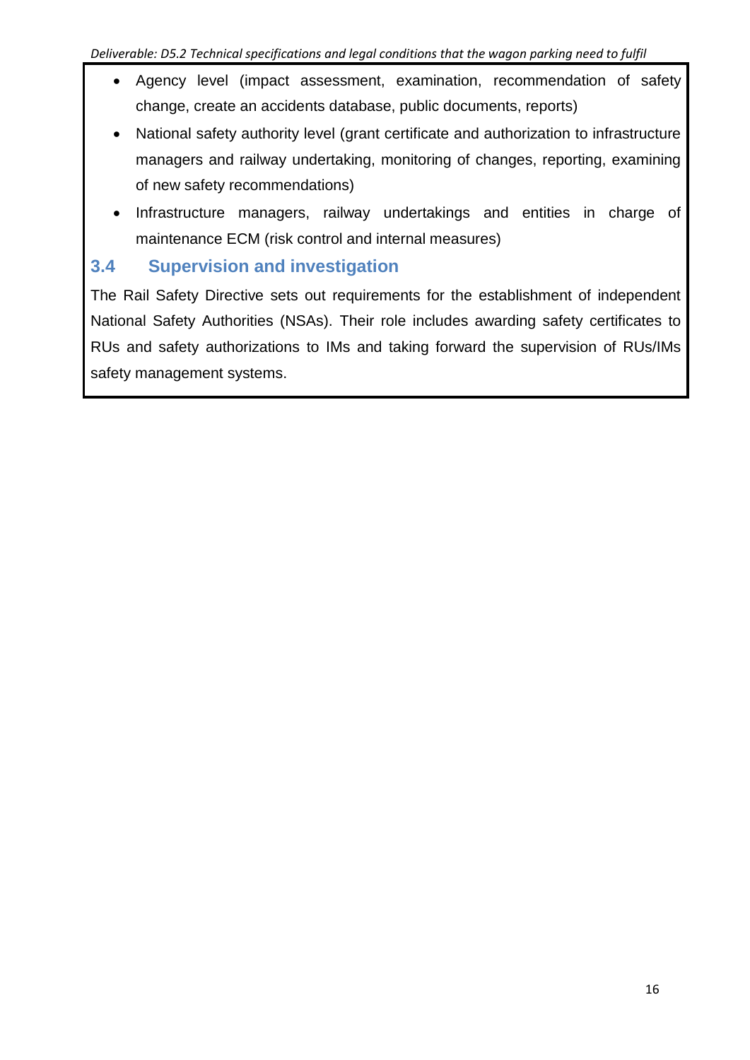- Agency level (impact assessment, examination, recommendation of safety change, create an accidents database, public documents, reports)
- National safety authority level (grant certificate and authorization to infrastructure managers and railway undertaking, monitoring of changes, reporting, examining of new safety recommendations)
- Infrastructure managers, railway undertakings and entities in charge of maintenance ECM (risk control and internal measures)

## 3.4 Supervision and investigation

The Rail Safety Directive sets out requirements for the establishment of independent National Safety Authorities (NSAs). Their role includes awarding safety certificates to RUs and safety authorizations to IMs and taking forward the supervision of RUs/IMs safety management systems.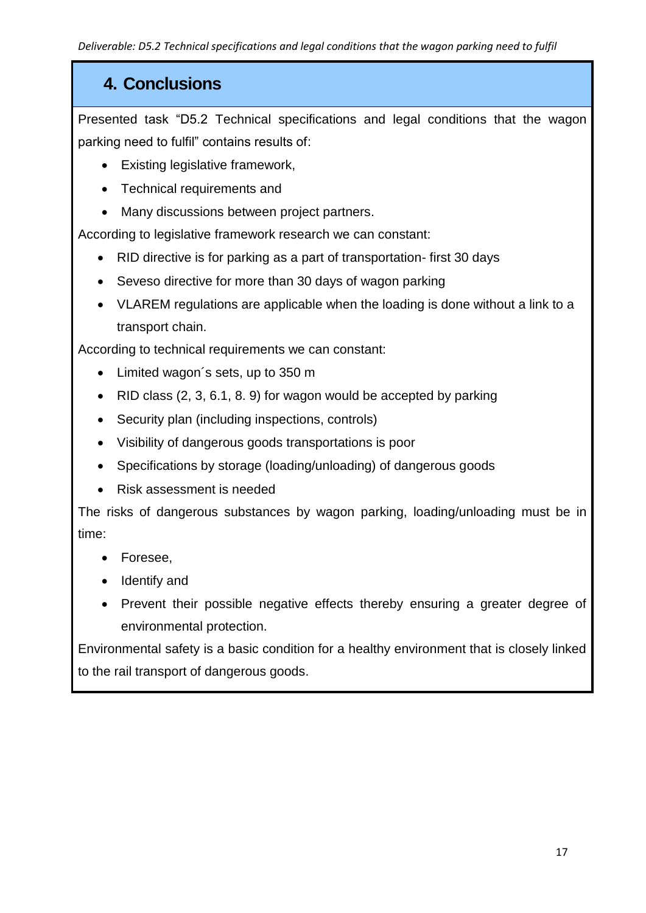## 4. Conclusions

Presented task "D5.2 Technical specifications and legal conditions that the wagon parking need to fulfil" contains results of:

- Existing legislative framework,
- Technical requirements and
- Many discussions between project partners.

According to legislative framework research we can constant:

- RID directive is for parking as a part of transportation- first 30 days
- Seveso directive for more than 30 days of wagon parking
- VLAREM regulations are applicable when the loading is done without a link to a transport chain.

According to technical requirements we can constant:

- Limited wagon´s sets, up to 350 m
- RID class (2, 3, 6.1, 8. 9) for wagon would be accepted by parking
- Security plan (including inspections, controls)
- Visibility of dangerous goods transportations is poor
- Specifications by storage (loading/unloading) of dangerous goods
- Risk assessment is needed

The risks of dangerous substances by wagon parking, loading/unloading must be in time:

- Foresee,
- Identify and
- Prevent their possible negative effects thereby ensuring a greater degree of environmental protection.

Environmental safety is a basic condition for a healthy environment that is closely linked to the rail transport of dangerous goods.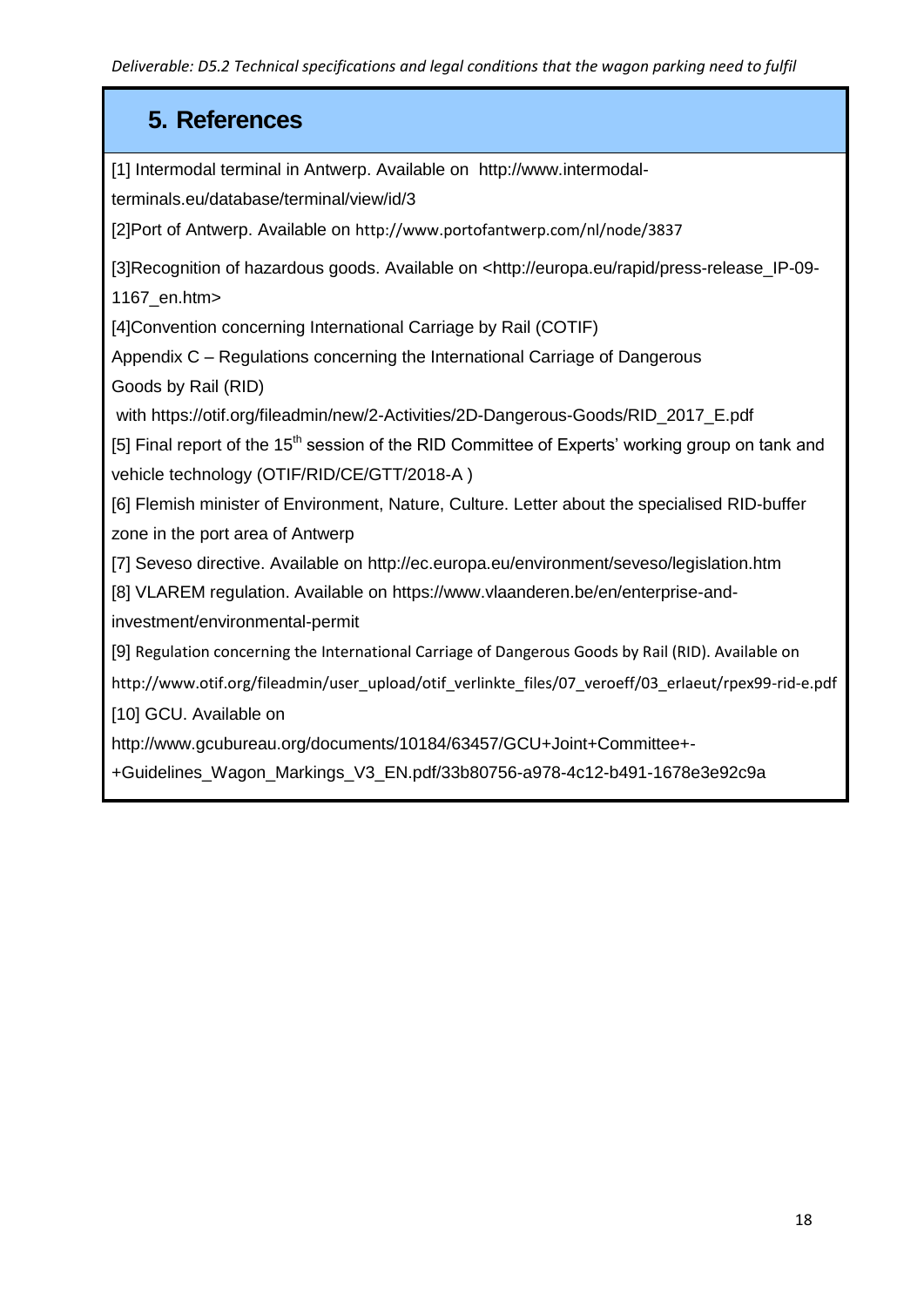## 5. References

[1] Intermodal terminal in Antwerp. Available on http://www.intermodal-terminals.eu/database/terminal/view/id/3

[2]Port of Antwerp. Available on http://www.portofantwerp.com/nl/node/3837

[3]Recognition of hazardous goods. Available on <http://europa.eu/rapid/press-release_IP-09-1167_en.htm>

[4]Convention concerning International Carriage by Rail (COTIF)
Appendix C – Regulations concerning the International Carriage of Dangerous Goods by Rail (RID)
with https://otif.org/fileadmin/new/2-Activities/2D-Dangerous-Goods/RID_2017_E.pdf

[5] Final report of the 15th session of the RID Committee of Experts' working group on tank and vehicle technology (OTIF/RID/CE/GTT/2018-A )

[6] Flemish minister of Environment, Nature, Culture. Letter about the specialised RID-buffer zone in the port area of Antwerp

[7] Seveso directive. Available on http://ec.europa.eu/environment/seveso/legislation.htm

[8] VLAREM regulation. Available on https://www.vlaanderen.be/en/enterprise-and-investment/environmental-permit

[9] Regulation concerning the International Carriage of Dangerous Goods by Rail (RID). Available on http://www.otif.org/fileadmin/user_upload/otif_verlinkte_files/07_veroeff/03_erlaeut/rpex99-rid-e.pdf

[10] GCU. Available on http://www.gcubureau.org/documents/10184/63457/GCU+Joint+Committee+-+Guidelines_Wagon_Markings_V3_EN.pdf/33b80756-a978-4c12-b491-1678e3e92c9a